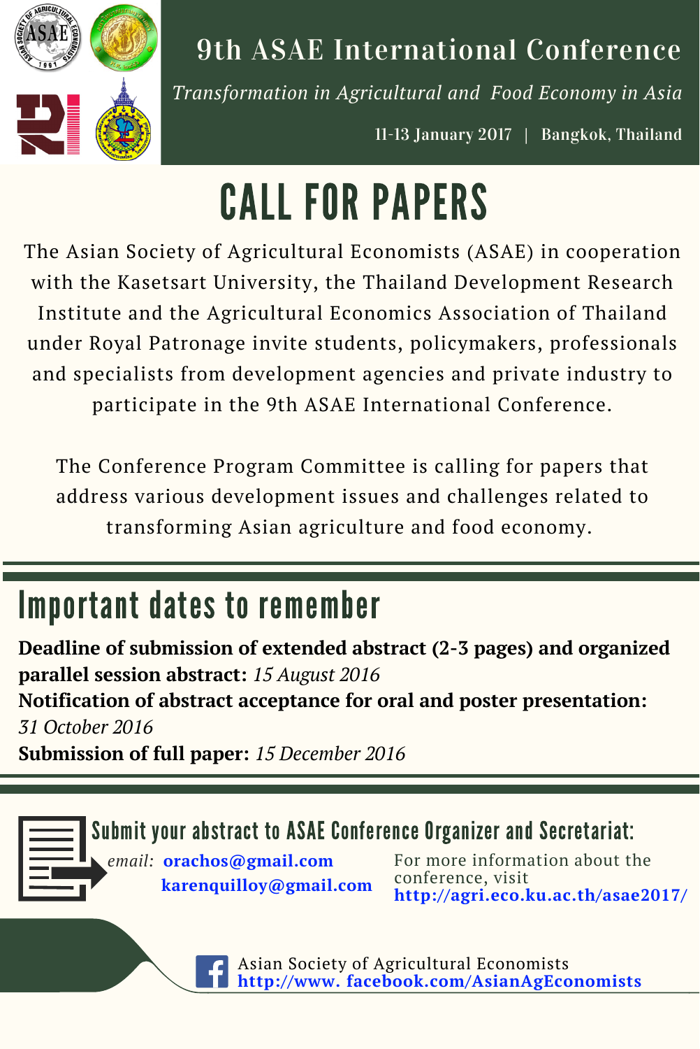# 9th ASAE International Conference

*Transformation in Agricultural and Food Economy in Asia*

11-13 January 2017 | Bangkok, Thailand

# CALL FOR PAPERS

The Asian Society of Agricultural Economists (ASAE) in cooperation with the Kasetsart University, the Thailand Development Research Institute and the Agricultural Economics Association of Thailand under Royal Patronage invite students, policymakers, professionals and specialists from development agencies and private industry to participate in the 9th ASAE International Conference.

The Conference Program Committee is calling for papers that address various development issues and challenges related to transforming Asian agriculture and food economy.

## Important dates to remember

**Deadline of submission of extended abstract (2-3 pages) and organized parallel session abstract:** *15 August 2016*
**Notification of abstract acceptance for oral and poster presentation:** *31 October 2016*
**Submission of full paper:** *15 December 2016*

## Submit your abstract to ASAE Conference Organizer and Secretariat:

*email:* **orachos@gmail.com**
**karenquilloy@gmail.com**

For more information about the conference, visit **http://agri.eco.ku.ac.th/asae2017/**

Asian Society of Agricultural Economists
**http://www. facebook.com/AsianAgEconomists**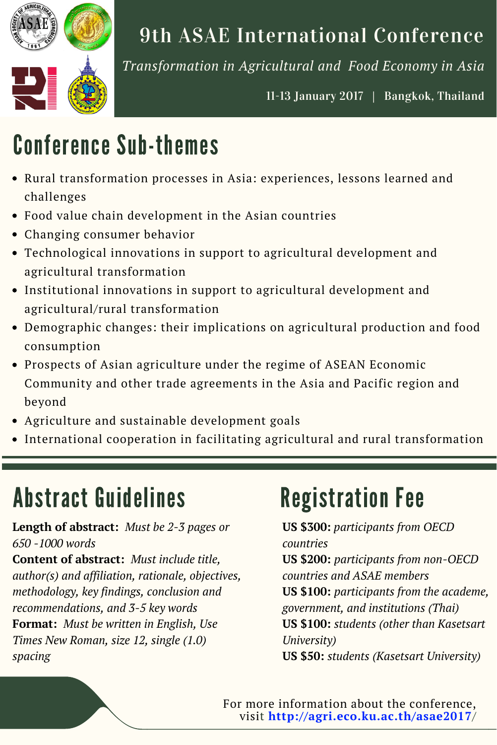# 9th ASAE International Conference

*Transformation in Agricultural and Food Economy in Asia*

11-13 January 2017 | Bangkok, Thailand

## Conference Sub-themes

- Rural transformation processes in Asia: experiences, lessons learned and challenges
- Food value chain development in the Asian countries
- Changing consumer behavior
- Technological innovations in support to agricultural development and agricultural transformation
- Institutional innovations in support to agricultural development and agricultural/rural transformation
- Demographic changes: their implications on agricultural production and food consumption
- Prospects of Asian agriculture under the regime of ASEAN Economic Community and other trade agreements in the Asia and Pacific region and beyond
- Agriculture and sustainable development goals
- International cooperation in facilitating agricultural and rural transformation

## Abstract Guidelines

**Length of abstract:** *Must be 2-3 pages or 650 -1000 words*

**Content of abstract:** *Must include title, author(s) and affiliation, rationale, objectives, methodology, key findings, conclusion and recommendations, and 3-5 key words*

**Format:** *Must be written in English, Use Times New Roman, size 12, single (1.0) spacing*

## Registration Fee

**US $300:** *participants from OECD countries*

**US $200:** *participants from non-OECD countries and ASAE members*

**US $100:** *participants from the academe, government, and institutions (Thai)*

**US $100:** *students (other than Kasetsart University)*

**US $50:** *students (Kasetsart University)*

For more information about the conference, visit **http://agri.eco.ku.ac.th/asae2017**/